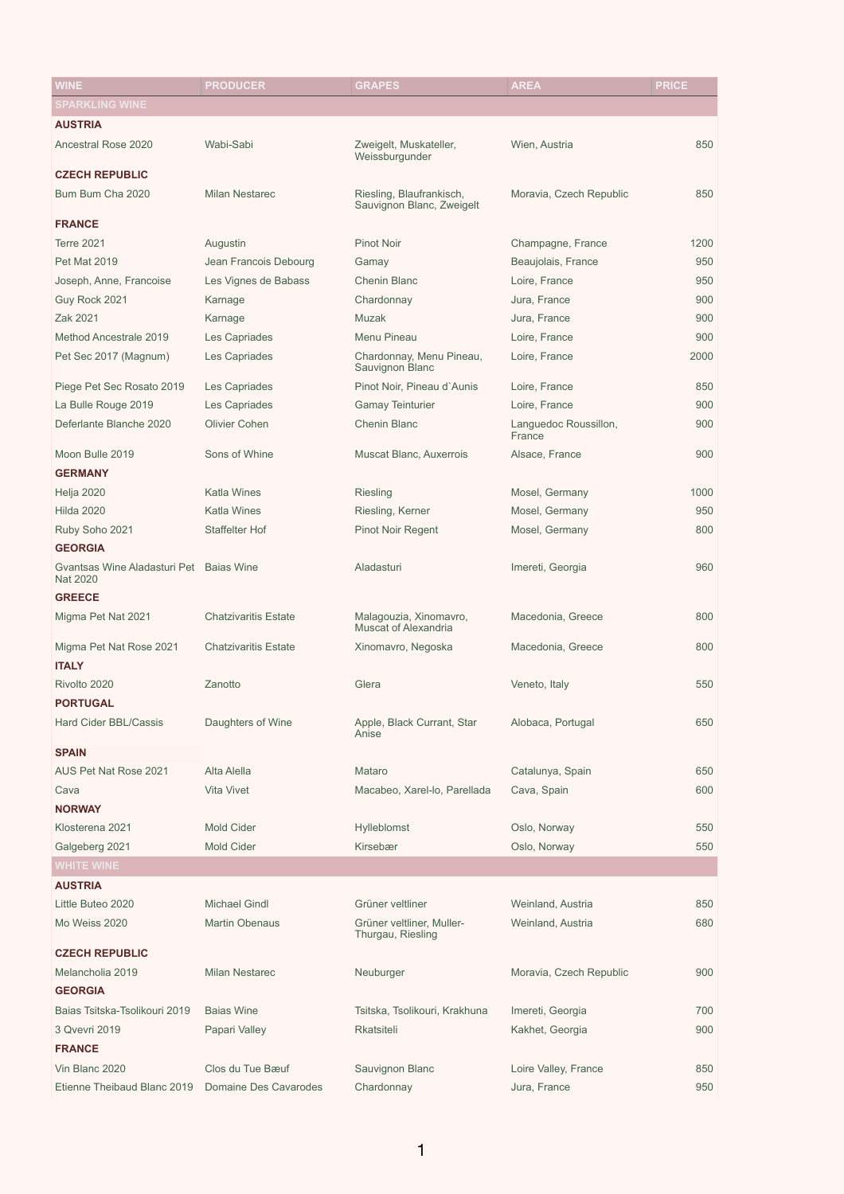| WINE | PRODUCER | GRAPES | AREA | PRICE |
|---|---|---|---|---|
| **SPARKLING WINE** | | | | |
| **AUSTRIA** | | | | |
| Ancestral Rose 2020 | Wabi-Sabi | Zweigelt, Muskateller, Weissburgunder | Wien, Austria | 850 |
| **CZECH REPUBLIC** | | | | |
| Bum Bum Cha 2020 | Milan Nestarec | Riesling, Blaufrankisch, Sauvignon Blanc, Zweigelt | Moravia, Czech Republic | 850 |
| **FRANCE** | | | | |
| Terre 2021 | Augustin | Pinot Noir | Champagne, France | 1200 |
| Pet Mat 2019 | Jean Francois Debourg | Gamay | Beaujolais, France | 950 |
| Joseph, Anne, Francoise | Les Vignes de Babass | Chenin Blanc | Loire, France | 950 |
| Guy Rock 2021 | Karnage | Chardonnay | Jura, France | 900 |
| Zak 2021 | Karnage | Muzak | Jura, France | 900 |
| Method Ancestrale 2019 | Les Capriades | Menu Pineau | Loire, France | 900 |
| Pet Sec 2017 (Magnum) | Les Capriades | Chardonnay, Menu Pineau, Sauvignon Blanc | Loire, France | 2000 |
| Piege Pet Sec Rosato 2019 | Les Capriades | Pinot Noir, Pineau d`Aunis | Loire, France | 850 |
| La Bulle Rouge 2019 | Les Capriades | Gamay Teinturier | Loire, France | 900 |
| Deferlante Blanche 2020 | Olivier Cohen | Chenin Blanc | Languedoc Roussillon, France | 900 |
| Moon Bulle 2019 | Sons of Whine | Muscat Blanc, Auxerrois | Alsace, France | 900 |
| **GERMANY** | | | | |
| Helja 2020 | Katla Wines | Riesling | Mosel, Germany | 1000 |
| Hilda 2020 | Katla Wines | Riesling, Kerner | Mosel, Germany | 950 |
| Ruby Soho 2021 | Staffelter Hof | Pinot Noir Regent | Mosel, Germany | 800 |
| **GEORGIA** | | | | |
| Gvantsas Wine Aladasturi Pet Nat 2020 | Baias Wine | Aladasturi | Imereti, Georgia | 960 |
| **GREECE** | | | | |
| Migma Pet Nat 2021 | Chatzivaritis Estate | Malagouzia, Xinomavro, Muscat of Alexandria | Macedonia, Greece | 800 |
| Migma Pet Nat Rose 2021 | Chatzivaritis Estate | Xinomavro, Negoska | Macedonia, Greece | 800 |
| **ITALY** | | | | |
| Rivolto 2020 | Zanotto | Glera | Veneto, Italy | 550 |
| **PORTUGAL** | | | | |
| Hard Cider BBL/Cassis | Daughters of Wine | Apple, Black Currant, Star Anise | Alobaca, Portugal | 650 |
| **SPAIN** | | | | |
| AUS Pet Nat Rose 2021 | Alta Alella | Mataro | Catalunya, Spain | 650 |
| Cava | Vita Vivet | Macabeo, Xarel-lo, Parellada | Cava, Spain | 600 |
| **NORWAY** | | | | |
| Klosterena 2021 | Mold Cider | Hylleblomst | Oslo, Norway | 550 |
| Galgeberg 2021 | Mold Cider | Kirsebær | Oslo, Norway | 550 |
| **WHITE WINE** | | | | |
| **AUSTRIA** | | | | |
| Little Buteo 2020 | Michael Gindl | Grüner veltliner | Weinland, Austria | 850 |
| Mo Weiss 2020 | Martin Obenaus | Grüner veltliner, Muller-Thurgau, Riesling | Weinland, Austria | 680 |
| **CZECH REPUBLIC** | | | | |
| Melancholia 2019 | Milan Nestarec | Neuburger | Moravia, Czech Republic | 900 |
| **GEORGIA** | | | | |
| Baias Tsitska-Tsolikouri 2019 | Baias Wine | Tsitska, Tsolikouri, Krakhuna | Imereti, Georgia | 700 |
| 3 Qvevri 2019 | Papari Valley | Rkatsiteli | Kakhet, Georgia | 900 |
| **FRANCE** | | | | |
| Vin Blanc 2020 | Clos du Tue Bæuf | Sauvignon Blanc | Loire Valley, France | 850 |
| Etienne Theibaud Blanc 2019 | Domaine Des Cavarodes | Chardonnay | Jura, France | 950 |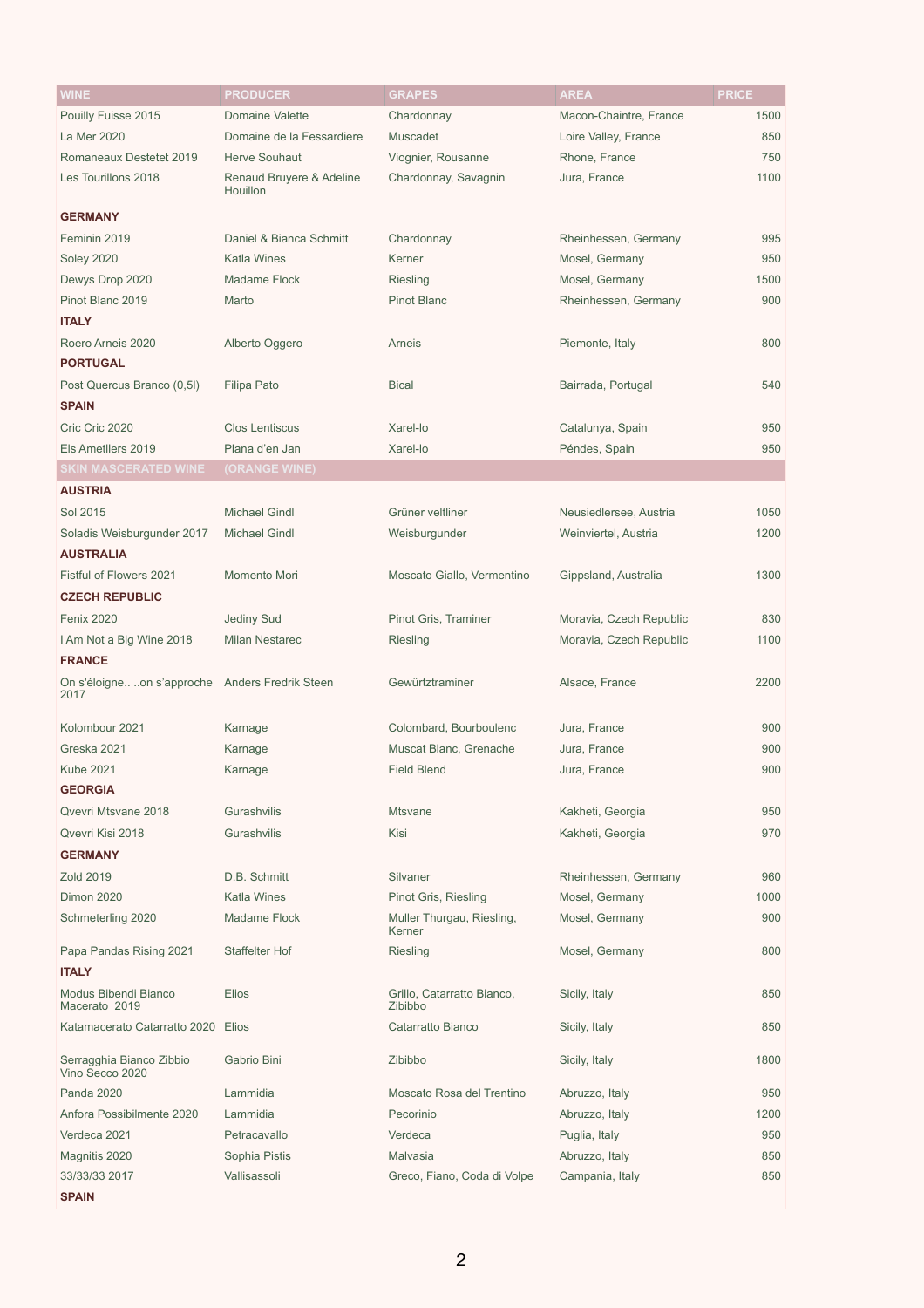| WINE | PRODUCER | GRAPES | AREA | PRICE |
|---|---|---|---|---|
| Pouilly Fuisse 2015 | Domaine Valette | Chardonnay | Macon-Chaintre, France | 1500 |
| La Mer 2020 | Domaine de la Fessardiere | Muscadet | Loire Valley, France | 850 |
| Romaneaux Destetet 2019 | Herve Souhaut | Viognier, Rousanne | Rhone, France | 750 |
| Les Tourillons 2018 | Renaud Bruyere & Adeline Houillon | Chardonnay, Savagnin | Jura, France | 1100 |
| **GERMANY** | | | | |
| Feminin 2019 | Daniel & Bianca Schmitt | Chardonnay | Rheinhessen, Germany | 995 |
| Soley 2020 | Katla Wines | Kerner | Mosel, Germany | 950 |
| Dewys Drop 2020 | Madame Flock | Riesling | Mosel, Germany | 1500 |
| Pinot Blanc 2019 | Marto | Pinot Blanc | Rheinhessen, Germany | 900 |
| **ITALY** | | | | |
| Roero Arneis 2020 | Alberto Oggero | Arneis | Piemonte, Italy | 800 |
| **PORTUGAL** | | | | |
| Post Quercus Branco (0,5l) | Filipa Pato | Bical | Bairrada, Portugal | 540 |
| **SPAIN** | | | | |
| Cric Cric 2020 | Clos Lentiscus | Xarel-lo | Catalunya, Spain | 950 |
| Els Ametllers 2019 | Plana d'en Jan | Xarel-lo | Péndes, Spain | 950 |
| **SKIN MASCERATED WINE** | **(ORANGE WINE)** | | | |
| **AUSTRIA** | | | | |
| Sol 2015 | Michael Gindl | Grüner veltliner | Neusiedlersee, Austria | 1050 |
| Soladis Weisburgunder 2017 | Michael Gindl | Weisburgunder | Weinviertel, Austria | 1200 |
| **AUSTRALIA** | | | | |
| Fistful of Flowers 2021 | Momento Mori | Moscato Giallo, Vermentino | Gippsland, Australia | 1300 |
| **CZECH REPUBLIC** | | | | |
| Fenix 2020 | Jediny Sud | Pinot Gris, Traminer | Moravia, Czech Republic | 830 |
| I Am Not a Big Wine 2018 | Milan Nestarec | Riesling | Moravia, Czech Republic | 1100 |
| **FRANCE** | | | | |
| On s'éloigne.. ..on s'approche 2017 | Anders Fredrik Steen | Gewürztraminer | Alsace, France | 2200 |
| Kolombour 2021 | Karnage | Colombard, Bourboulenc | Jura, France | 900 |
| Greska 2021 | Karnage | Muscat Blanc, Grenache | Jura, France | 900 |
| Kube 2021 | Karnage | Field Blend | Jura, France | 900 |
| **GEORGIA** | | | | |
| Qvevri Mtsvane 2018 | Gurashvilis | Mtsvane | Kakheti, Georgia | 950 |
| Qvevri Kisi 2018 | Gurashvilis | Kisi | Kakheti, Georgia | 970 |
| **GERMANY** | | | | |
| Zold 2019 | D.B. Schmitt | Silvaner | Rheinhessen, Germany | 960 |
| Dimon 2020 | Katla Wines | Pinot Gris, Riesling | Mosel, Germany | 1000 |
| Schmeterling 2020 | Madame Flock | Muller Thurgau, Riesling, Kerner | Mosel, Germany | 900 |
| Papa Pandas Rising 2021 | Staffelter Hof | Riesling | Mosel, Germany | 800 |
| **ITALY** | | | | |
| Modus Bibendi Bianco Macerato 2019 | Elios | Grillo, Catarratto Bianco, Zibibbo | Sicily, Italy | 850 |
| Katamacerato Catarratto 2020 | Elios | Catarratto Bianco | Sicily, Italy | 850 |
| Serragghia Bianco Zibbio Vino Secco 2020 | Gabrio Bini | Zibibbo | Sicily, Italy | 1800 |
| Panda 2020 | Lammidia | Moscato Rosa del Trentino | Abruzzo, Italy | 950 |
| Anfora Possibilmente 2020 | Lammidia | Pecorinio | Abruzzo, Italy | 1200 |
| Verdeca 2021 | Petracavallo | Verdeca | Puglia, Italy | 950 |
| Magnitis 2020 | Sophia Pistis | Malvasia | Abruzzo, Italy | 850 |
| 33/33/33 2017 | Vallisassoli | Greco, Fiano, Coda di Volpe | Campania, Italy | 850 |
| **SPAIN** | | | | |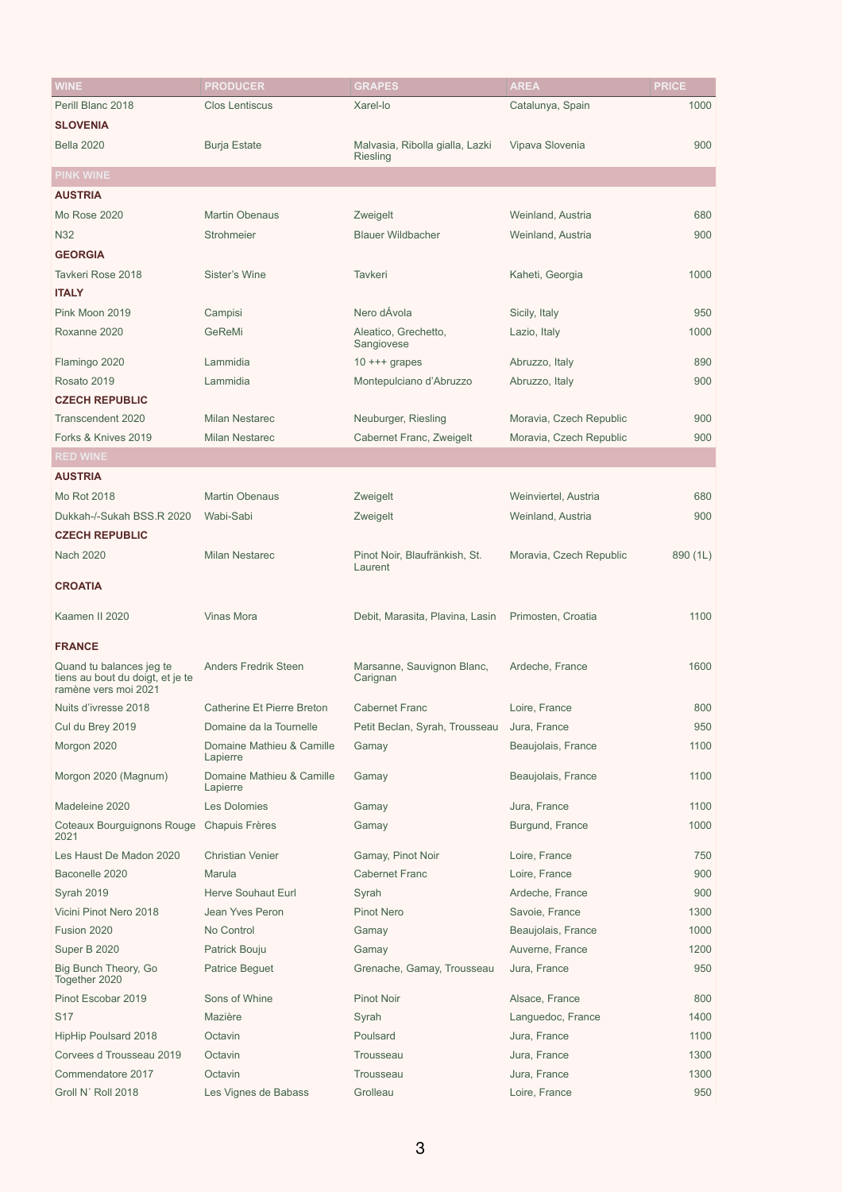| WINE | PRODUCER | GRAPES | AREA | PRICE |
|---|---|---|---|---|
| Perill Blanc 2018 | Clos Lentiscus | Xarel-lo | Catalunya, Spain | 1000 |
| **SLOVENIA** | | | | |
| Bella 2020 | Burja Estate | Malvasia, Ribolla gialla, Lazki Riesling | Vipava Slovenia | 900 |
| **PINK WINE** | | | | |
| **AUSTRIA** | | | | |
| Mo Rose 2020 | Martin Obenaus | Zweigelt | Weinland, Austria | 680 |
| N32 | Strohmeier | Blauer Wildbacher | Weinland, Austria | 900 |
| **GEORGIA** | | | | |
| Tavkeri Rose 2018 | Sister's Wine | Tavkeri | Kaheti, Georgia | 1000 |
| **ITALY** | | | | |
| Pink Moon 2019 | Campisi | Nero dÁvola | Sicily, Italy | 950 |
| Roxanne 2020 | GeReMi | Aleatico, Grechetto, Sangiovese | Lazio, Italy | 1000 |
| Flamingo 2020 | Lammidia | 10 +++ grapes | Abruzzo, Italy | 890 |
| Rosato 2019 | Lammidia | Montepulciano d'Abruzzo | Abruzzo, Italy | 900 |
| **CZECH REPUBLIC** | | | | |
| Transcendent 2020 | Milan Nestarec | Neuburger, Riesling | Moravia, Czech Republic | 900 |
| Forks & Knives 2019 | Milan Nestarec | Cabernet Franc, Zweigelt | Moravia, Czech Republic | 900 |
| **RED WINE** | | | | |
| **AUSTRIA** | | | | |
| Mo Rot 2018 | Martin Obenaus | Zweigelt | Weinviertel, Austria | 680 |
| Dukkah-/-Sukah BSS.R 2020 | Wabi-Sabi | Zweigelt | Weinland, Austria | 900 |
| **CZECH REPUBLIC** | | | | |
| Nach 2020 | Milan Nestarec | Pinot Noir, Blaufränkish, St. Laurent | Moravia, Czech Republic | 890 (1L) |
| **CROATIA** | | | | |
| Kaamen II 2020 | Vinas Mora | Debit, Marasita, Plavina, Lasin | Primosten, Croatia | 1100 |
| **FRANCE** | | | | |
| Quand tu balances jeg te tiens au bout du doigt, et je te ramène vers moi 2021 | Anders Fredrik Steen | Marsanne, Sauvignon Blanc, Carignan | Ardeche, France | 1600 |
| Nuits d'ivresse 2018 | Catherine Et Pierre Breton | Cabernet Franc | Loire, France | 800 |
| Cul du Brey 2019 | Domaine da la Tournelle | Petit Beclan, Syrah, Trousseau | Jura, France | 950 |
| Morgon 2020 | Domaine Mathieu & Camille Lapierre | Gamay | Beaujolais, France | 1100 |
| Morgon 2020 (Magnum) | Domaine Mathieu & Camille Lapierre | Gamay | Beaujolais, France | 1100 |
| Madeleine 2020 | Les Dolomies | Gamay | Jura, France | 1100 |
| Coteaux Bourguignons Rouge 2021 | Chapuis Frères | Gamay | Burgund, France | 1000 |
| Les Haust De Madon 2020 | Christian Venier | Gamay, Pinot Noir | Loire, France | 750 |
| Baconelle 2020 | Marula | Cabernet Franc | Loire, France | 900 |
| Syrah 2019 | Herve Souhaut Eurl | Syrah | Ardeche, France | 900 |
| Vicini Pinot Nero 2018 | Jean Yves Peron | Pinot Nero | Savoie, France | 1300 |
| Fusion 2020 | No Control | Gamay | Beaujolais, France | 1000 |
| Super B 2020 | Patrick Bouju | Gamay | Auverne, France | 1200 |
| Big Bunch Theory, Go Together 2020 | Patrice Beguet | Grenache, Gamay, Trousseau | Jura, France | 950 |
| Pinot Escobar 2019 | Sons of Whine | Pinot Noir | Alsace, France | 800 |
| S17 | Mazière | Syrah | Languedoc, France | 1400 |
| HipHip Poulsard 2018 | Octavin | Poulsard | Jura, France | 1100 |
| Corvees d Trousseau 2019 | Octavin | Trousseau | Jura, France | 1300 |
| Commendatore 2017 | Octavin | Trousseau | Jura, France | 1300 |
| Groll N´ Roll 2018 | Les Vignes de Babass | Grolleau | Loire, France | 950 |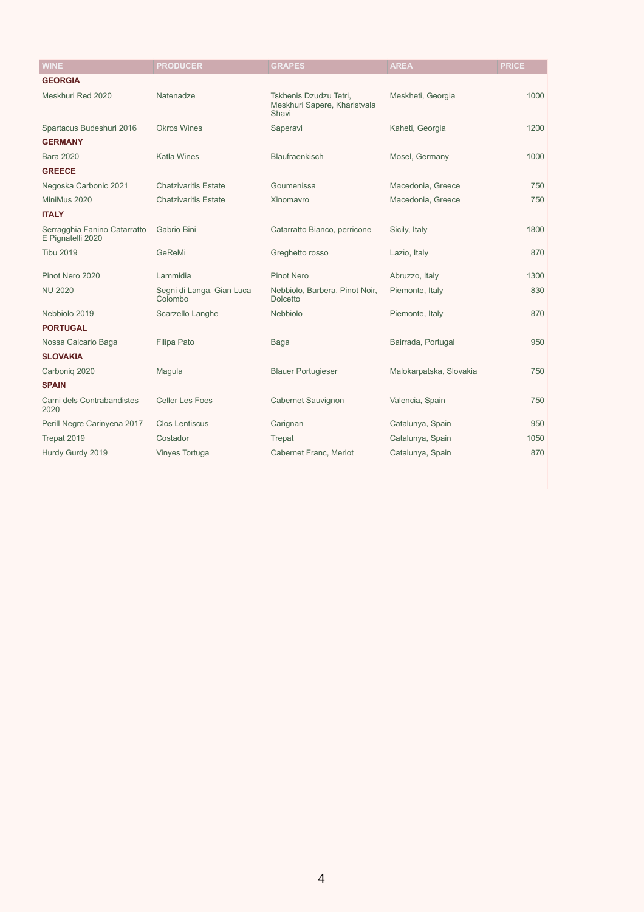| WINE | PRODUCER | GRAPES | AREA | PRICE |
|---|---|---|---|---|
| **GEORGIA** | | | | |
| Meskhuri Red 2020 | Natenadze | Tskhenis Dzudzu Tetri, Meskhuri Sapere, Kharistvala Shavi | Meskheti, Georgia | 1000 |
| Spartacus Budeshuri 2016 | Okros Wines | Saperavi | Kaheti, Georgia | 1200 |
| **GERMANY** | | | | |
| Bara 2020 | Katla Wines | Blaufraenkisch | Mosel, Germany | 1000 |
| **GREECE** | | | | |
| Negoska Carbonic 2021 | Chatzivaritis Estate | Goumenissa | Macedonia, Greece | 750 |
| MiniMus 2020 | Chatzivaritis Estate | Xinomavro | Macedonia, Greece | 750 |
| **ITALY** | | | | |
| Serragghia Fanino Catarratto E Pignatelli 2020 | Gabrio Bini | Catarratto Bianco, perricone | Sicily, Italy | 1800 |
| Tibu 2019 | GeReMi | Greghetto rosso | Lazio, Italy | 870 |
| Pinot Nero 2020 | Lammidia | Pinot Nero | Abruzzo, Italy | 1300 |
| NU 2020 | Segni di Langa, Gian Luca Colombo | Nebbiolo, Barbera, Pinot Noir, Dolcetto | Piemonte, Italy | 830 |
| Nebbiolo 2019 | Scarzello Langhe | Nebbiolo | Piemonte, Italy | 870 |
| **PORTUGAL** | | | | |
| Nossa Calcario Baga | Filipa Pato | Baga | Bairrada, Portugal | 950 |
| **SLOVAKIA** | | | | |
| Carboniq 2020 | Magula | Blauer Portugieser | Malokarpatska, Slovakia | 750 |
| **SPAIN** | | | | |
| Cami dels Contrabandistes 2020 | Celler Les Foes | Cabernet Sauvignon | Valencia, Spain | 750 |
| Perill Negre Carinyena 2017 | Clos Lentiscus | Carignan | Catalunya, Spain | 950 |
| Trepat 2019 | Costador | Trepat | Catalunya, Spain | 1050 |
| Hurdy Gurdy 2019 | Vinyes Tortuga | Cabernet Franc, Merlot | Catalunya, Spain | 870 |